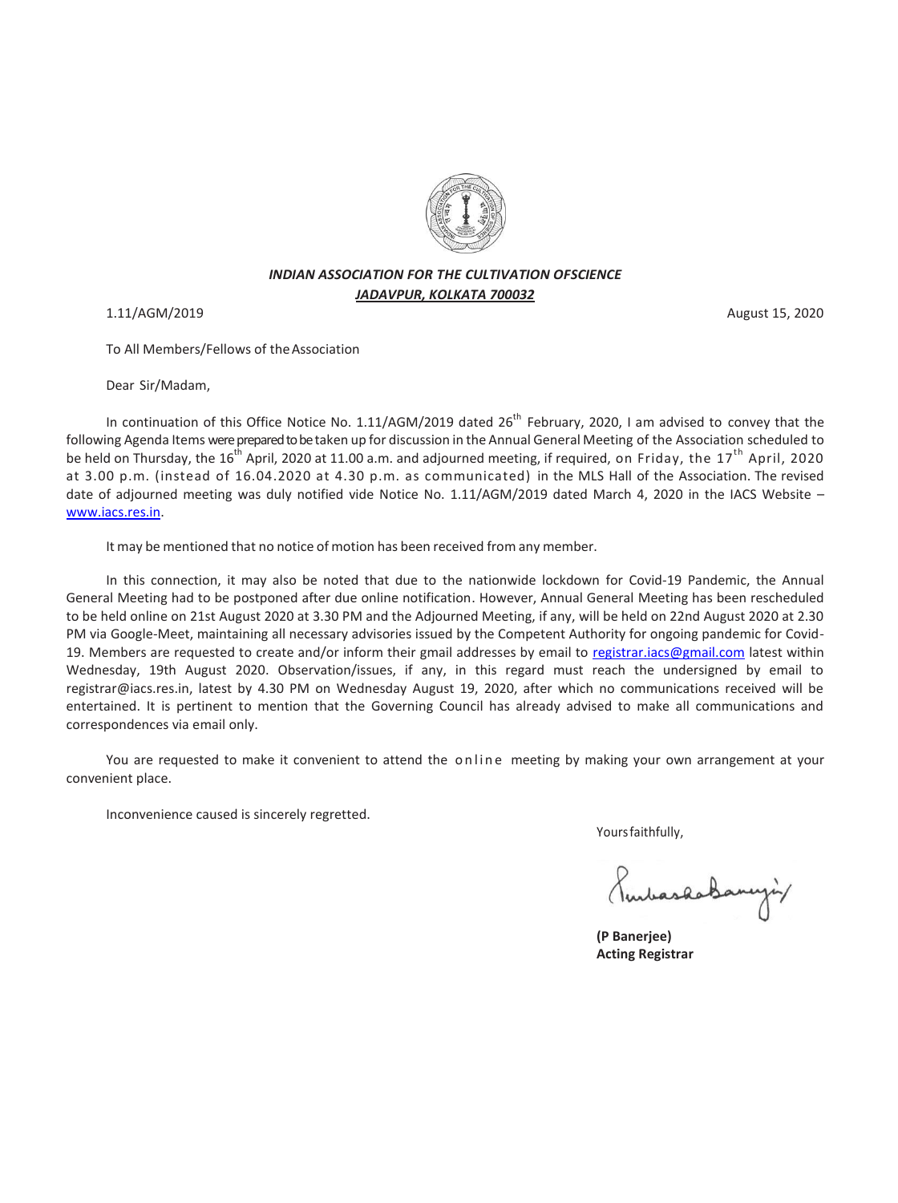***INDIAN ASSOCIATION FOR THE CULTIVATION OFSCIENCE***

***JADAVPUR, KOLKATA 700032***

1.11/AGM/2019 August 15, 2020

To All Members/Fellows of the Association

Dear Sir/Madam,

In continuation of this Office Notice No. 1.11/AGM/2019 dated 26th February, 2020, I am advised to convey that the following Agenda Items were prepared to be taken up for discussion in the Annual General Meeting of the Association scheduled to be held on Thursday, the 16th April, 2020 at 11.00 a.m. and adjourned meeting, if required, on Friday, the 17th April, 2020 at 3.00 p.m. (instead of 16.04.2020 at 4.30 p.m. as communicated) in the MLS Hall of the Association. The revised date of adjourned meeting was duly notified vide Notice No. 1.11/AGM/2019 dated March 4, 2020 in the IACS Website – www.iacs.res.in.

It may be mentioned that no notice of motion has been received from any member.

In this connection, it may also be noted that due to the nationwide lockdown for Covid-19 Pandemic, the Annual General Meeting had to be postponed after due online notification. However, Annual General Meeting has been rescheduled to be held online on 21st August 2020 at 3.30 PM and the Adjourned Meeting, if any, will be held on 22nd August 2020 at 2.30 PM via Google-Meet, maintaining all necessary advisories issued by the Competent Authority for ongoing pandemic for Covid-19. Members are requested to create and/or inform their gmail addresses by email to registrar.iacs@gmail.com latest within Wednesday, 19th August 2020. Observation/issues, if any, in this regard must reach the undersigned by email to registrar@iacs.res.in, latest by 4.30 PM on Wednesday August 19, 2020, after which no communications received will be entertained. It is pertinent to mention that the Governing Council has already advised to make all communications and correspondences via email only.

You are requested to make it convenient to attend the online meeting by making your own arrangement at your convenient place.

Inconvenience caused is sincerely regretted.

Yours faithfully,

**(P Banerjee)**
**Acting Registrar**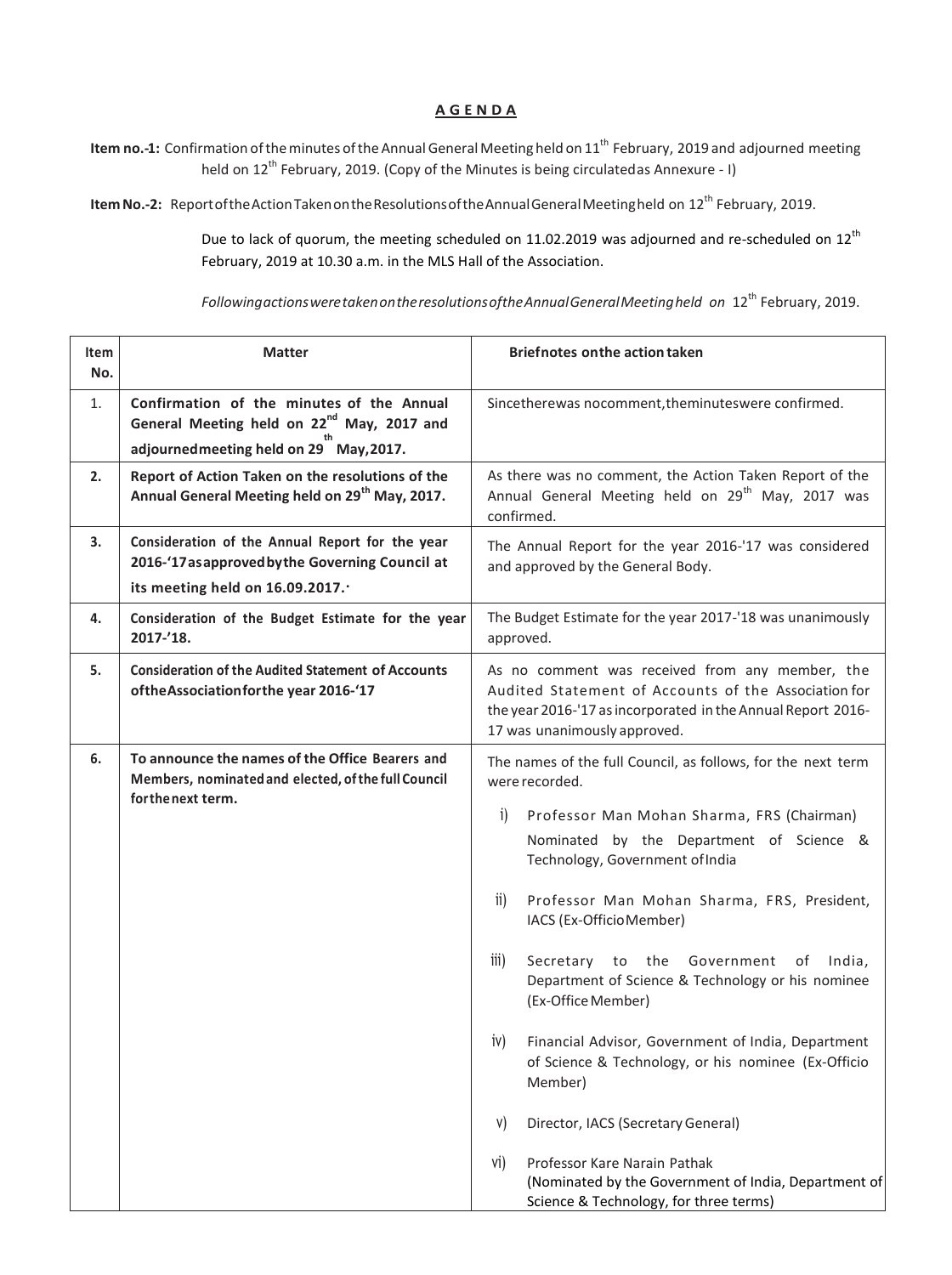**A G E N D A**

**Item no.-1:** Confirmation of the minutes of the Annual General Meeting held on 11th February, 2019 and adjourned meeting held on 12th February, 2019. (Copy of the Minutes is being circulated as Annexure - I)

**Item No.-2:** Report of the Action Taken on the Resolutions of the Annual General Meeting held on 12th February, 2019.

Due to lack of quorum, the meeting scheduled on 11.02.2019 was adjourned and re-scheduled on 12th February, 2019 at 10.30 a.m. in the MLS Hall of the Association.

*Following actions were taken on the resolutions of the Annual General Meeting held on* 12th February, 2019.

| Item No. | Matter | Brief notes on the action taken |
|---|---|---|
| 1. | **Confirmation of the minutes of the Annual General Meeting held on 22nd May, 2017 and adjourned meeting held on 29th May, 2017.** | Since there was no comment, the minutes were confirmed. |
| 2. | **Report of Action Taken on the resolutions of the Annual General Meeting held on 29th May, 2017.** | As there was no comment, the Action Taken Report of the Annual General Meeting held on 29th May, 2017 was confirmed. |
| 3. | **Consideration of the Annual Report for the year 2016-'17 as approved by the Governing Council at its meeting held on 16.09.2017.** | The Annual Report for the year 2016-'17 was considered and approved by the General Body. |
| 4. | **Consideration of the Budget Estimate for the year 2017-'18.** | The Budget Estimate for the year 2017-'18 was unanimously approved. |
| 5. | **Consideration of the Audited Statement of Accounts of the Association for the year 2016-'17** | As no comment was received from any member, the Audited Statement of Accounts of the Association for the year 2016-'17 as incorporated in the Annual Report 2016-17 was unanimously approved. |
| 6. | **To announce the names of the Office Bearers and Members, nominated and elected, of the full Council for the next term.** | The names of the full Council, as follows, for the next term were recorded.<br><br>i) Professor Man Mohan Sharma, FRS (Chairman) Nominated by the Department of Science & Technology, Government of India<br><br>ii) Professor Man Mohan Sharma, FRS, President, IACS (Ex-Officio Member)<br><br>iii) Secretary to the Government of India, Department of Science & Technology or his nominee (Ex-Office Member)<br><br>iv) Financial Advisor, Government of India, Department of Science & Technology, or his nominee (Ex-Officio Member)<br><br>v) Director, IACS (Secretary General)<br><br>vi) Professor Kare Narain Pathak (Nominated by the Government of India, Department of Science & Technology, for three terms) |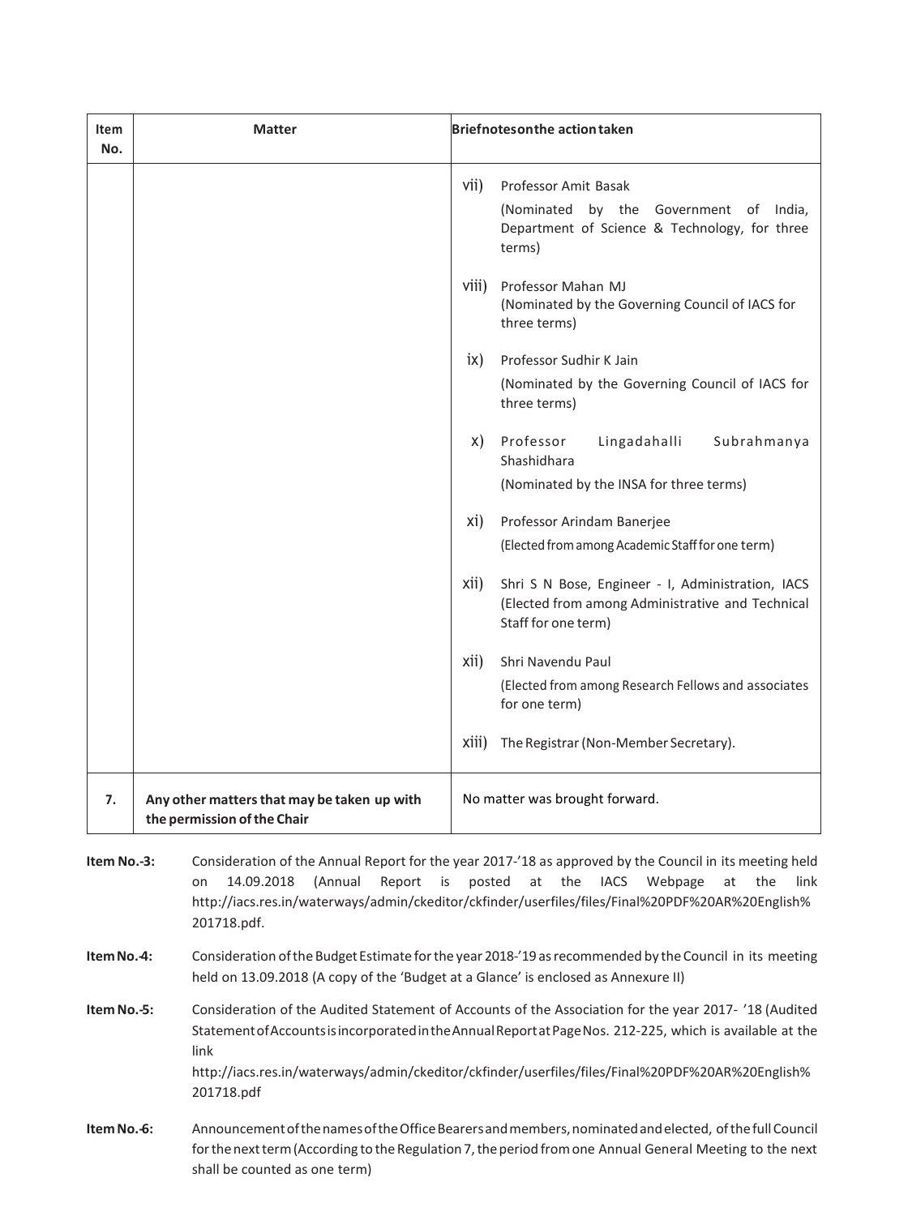| Item No. | Matter | Brief notes on the action taken |
|---|---|---|
| | | vii) Professor Amit Basak<br>(Nominated by the Government of India, Department of Science & Technology, for three terms)<br><br>viii) Professor Mahan MJ<br>(Nominated by the Governing Council of IACS for three terms)<br><br>ix) Professor Sudhir K Jain<br>(Nominated by the Governing Council of IACS for three terms)<br><br>x) Professor Lingadahalli Subrahmanya Shashidhara<br>(Nominated by the INSA for three terms)<br><br>xi) Professor Arindam Banerjee<br>(Elected from among Academic Staff for one term)<br><br>xii) Shri S N Bose, Engineer - I, Administration, IACS (Elected from among Administrative and Technical Staff for one term)<br><br>xii) Shri Navendu Paul<br>(Elected from among Research Fellows and associates for one term)<br><br>xiii) The Registrar (Non-Member Secretary). |
| **7.** | **Any other matters that may be taken up with the permission of the Chair** | No matter was brought forward. |

**Item No.-3:** Consideration of the Annual Report for the year 2017-'18 as approved by the Council in its meeting held on 14.09.2018 (Annual Report is posted at the IACS Webpage at the link http://iacs.res.in/waterways/admin/ckeditor/ckfinder/userfiles/files/Final%20PDF%20AR%20English%201718.pdf.

**Item No.-4:** Consideration of the Budget Estimate for the year 2018-'19 as recommended by the Council in its meeting held on 13.09.2018 (A copy of the 'Budget at a Glance' is enclosed as Annexure II)

**Item No.-5:** Consideration of the Audited Statement of Accounts of the Association for the year 2017- '18 (Audited Statement of Accounts is incorporated in the Annual Report at Page Nos. 212-225, which is available at the link http://iacs.res.in/waterways/admin/ckeditor/ckfinder/userfiles/files/Final%20PDF%20AR%20English%201718.pdf

**Item No.-6:** Announcement of the names of the Office Bearers and members, nominated and elected, of the full Council for the next term (According to the Regulation 7, the period from one Annual General Meeting to the next shall be counted as one term)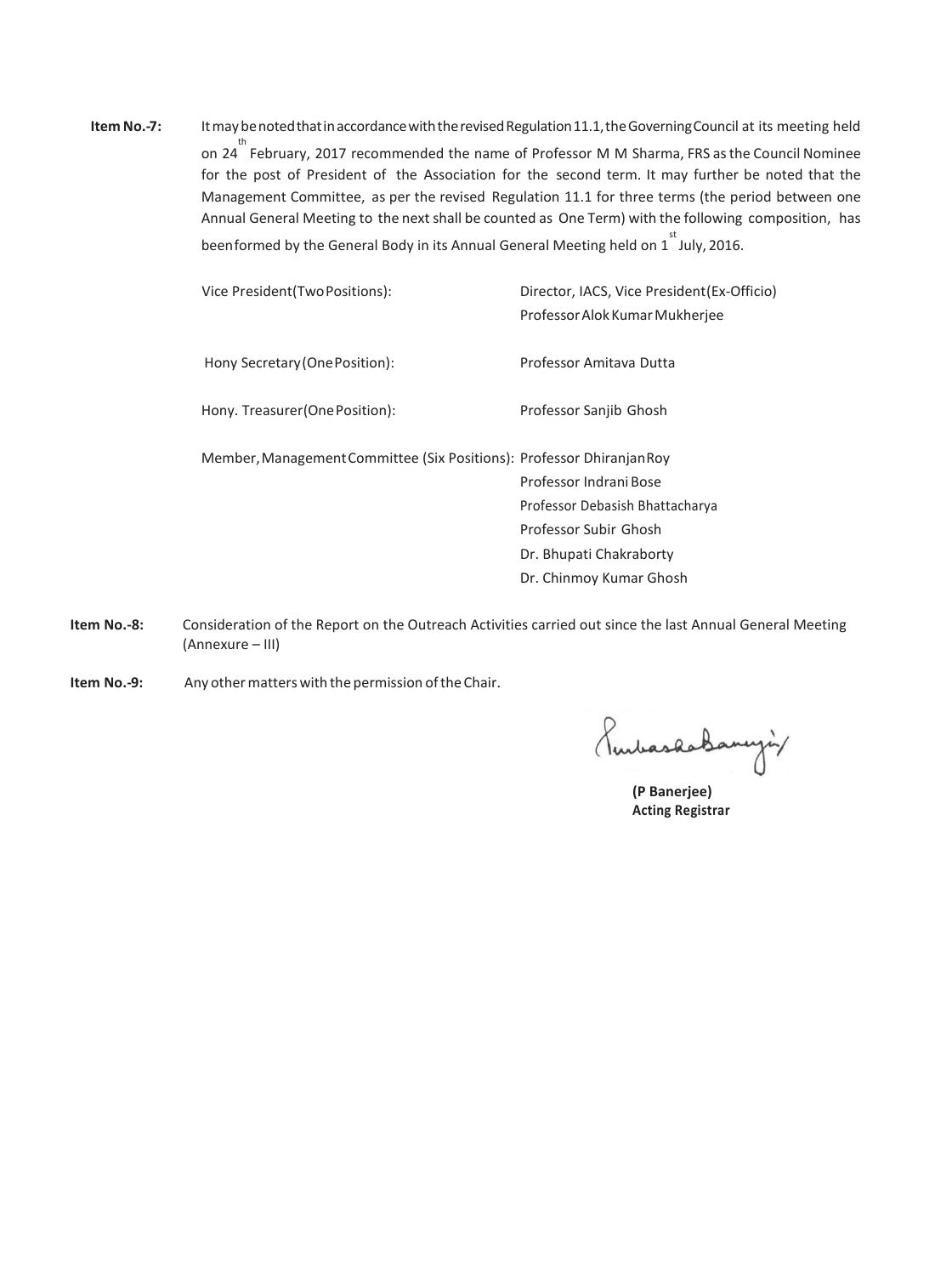**Item No.-7:** It may be noted that in accordance with the revised Regulation 11.1, the Governing Council at its meeting held on 24th February, 2017 recommended the name of Professor M M Sharma, FRS as the Council Nominee for the post of President of the Association for the second term. It may further be noted that the Management Committee, as per the revised Regulation 11.1 for three terms (the period between one Annual General Meeting to the next shall be counted as One Term) with the following composition, has been formed by the General Body in its Annual General Meeting held on 1st July, 2016.

| | |
|---|---|
| Vice President (Two Positions): | Director, IACS, Vice President (Ex-Officio) |
| | Professor Alok Kumar Mukherjee |
| Hony Secretary (One Position): | Professor Amitava Dutta |
| Hony. Treasurer (One Position): | Professor Sanjib Ghosh |
| Member, Management Committee (Six Positions): | Professor Dhiranjan Roy |
| | Professor Indrani Bose |
| | Professor Debasish Bhattacharya |
| | Professor Subir Ghosh |
| | Dr. Bhupati Chakraborty |
| | Dr. Chinmoy Kumar Ghosh |

**Item No.-8:** Consideration of the Report on the Outreach Activities carried out since the last Annual General Meeting (Annexure – III)

**Item No.-9:** Any other matters with the permission of the Chair.

**(P Banerjee)**
**Acting Registrar**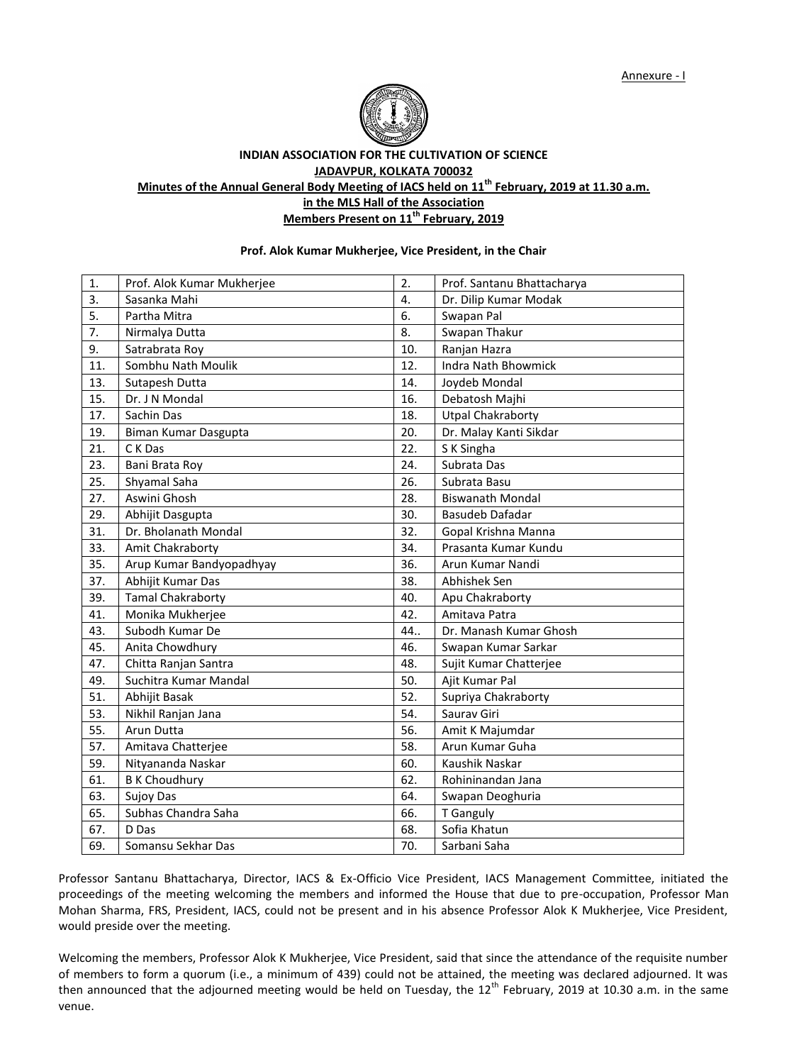Annexure - I

**INDIAN ASSOCIATION FOR THE CULTIVATION OF SCIENCE**
**JADAVPUR, KOLKATA 700032**
**Minutes of the Annual General Body Meeting of IACS held on 11th February, 2019 at 11.30 a.m. in the MLS Hall of the Association**
**Members Present on 11th February, 2019**

**Prof. Alok Kumar Mukherjee, Vice President, in the Chair**

| | | | |
|---|---|---|---|
| 1. | Prof. Alok Kumar Mukherjee | 2. | Prof. Santanu Bhattacharya |
| 3. | Sasanka Mahi | 4. | Dr. Dilip Kumar Modak |
| 5. | Partha Mitra | 6. | Swapan Pal |
| 7. | Nirmalya Dutta | 8. | Swapan Thakur |
| 9. | Satrabrata Roy | 10. | Ranjan Hazra |
| 11. | Sombhu Nath Moulik | 12. | Indra Nath Bhowmick |
| 13. | Sutapesh Dutta | 14. | Joydeb Mondal |
| 15. | Dr. J N Mondal | 16. | Debatosh Majhi |
| 17. | Sachin Das | 18. | Utpal Chakraborty |
| 19. | Biman Kumar Dasgupta | 20. | Dr. Malay Kanti Sikdar |
| 21. | C K Das | 22. | S K Singha |
| 23. | Bani Brata Roy | 24. | Subrata Das |
| 25. | Shyamal Saha | 26. | Subrata Basu |
| 27. | Aswini Ghosh | 28. | Biswanath Mondal |
| 29. | Abhijit Dasgupta | 30. | Basudeb Dafadar |
| 31. | Dr. Bholanath Mondal | 32. | Gopal Krishna Manna |
| 33. | Amit Chakraborty | 34. | Prasanta Kumar Kundu |
| 35. | Arup Kumar Bandyopadhyay | 36. | Arun Kumar Nandi |
| 37. | Abhijit Kumar Das | 38. | Abhishek Sen |
| 39. | Tamal Chakraborty | 40. | Apu Chakraborty |
| 41. | Monika Mukherjee | 42. | Amitava Patra |
| 43. | Subodh Kumar De | 44.. | Dr. Manash Kumar Ghosh |
| 45. | Anita Chowdhury | 46. | Swapan Kumar Sarkar |
| 47. | Chitta Ranjan Santra | 48. | Sujit Kumar Chatterjee |
| 49. | Suchitra Kumar Mandal | 50. | Ajit Kumar Pal |
| 51. | Abhijit Basak | 52. | Supriya Chakraborty |
| 53. | Nikhil Ranjan Jana | 54. | Saurav Giri |
| 55. | Arun Dutta | 56. | Amit K Majumdar |
| 57. | Amitava Chatterjee | 58. | Arun Kumar Guha |
| 59. | Nityananda Naskar | 60. | Kaushik Naskar |
| 61. | B K Choudhury | 62. | Rohininandan Jana |
| 63. | Sujoy Das | 64. | Swapan Deoghuria |
| 65. | Subhas Chandra Saha | 66. | T Ganguly |
| 67. | D Das | 68. | Sofia Khatun |
| 69. | Somansu Sekhar Das | 70. | Sarbani Saha |

Professor Santanu Bhattacharya, Director, IACS & Ex-Officio Vice President, IACS Management Committee, initiated the proceedings of the meeting welcoming the members and informed the House that due to pre-occupation, Professor Man Mohan Sharma, FRS, President, IACS, could not be present and in his absence Professor Alok K Mukherjee, Vice President, would preside over the meeting.

Welcoming the members, Professor Alok K Mukherjee, Vice President, said that since the attendance of the requisite number of members to form a quorum (i.e., a minimum of 439) could not be attained, the meeting was declared adjourned. It was then announced that the adjourned meeting would be held on Tuesday, the 12th February, 2019 at 10.30 a.m. in the same venue.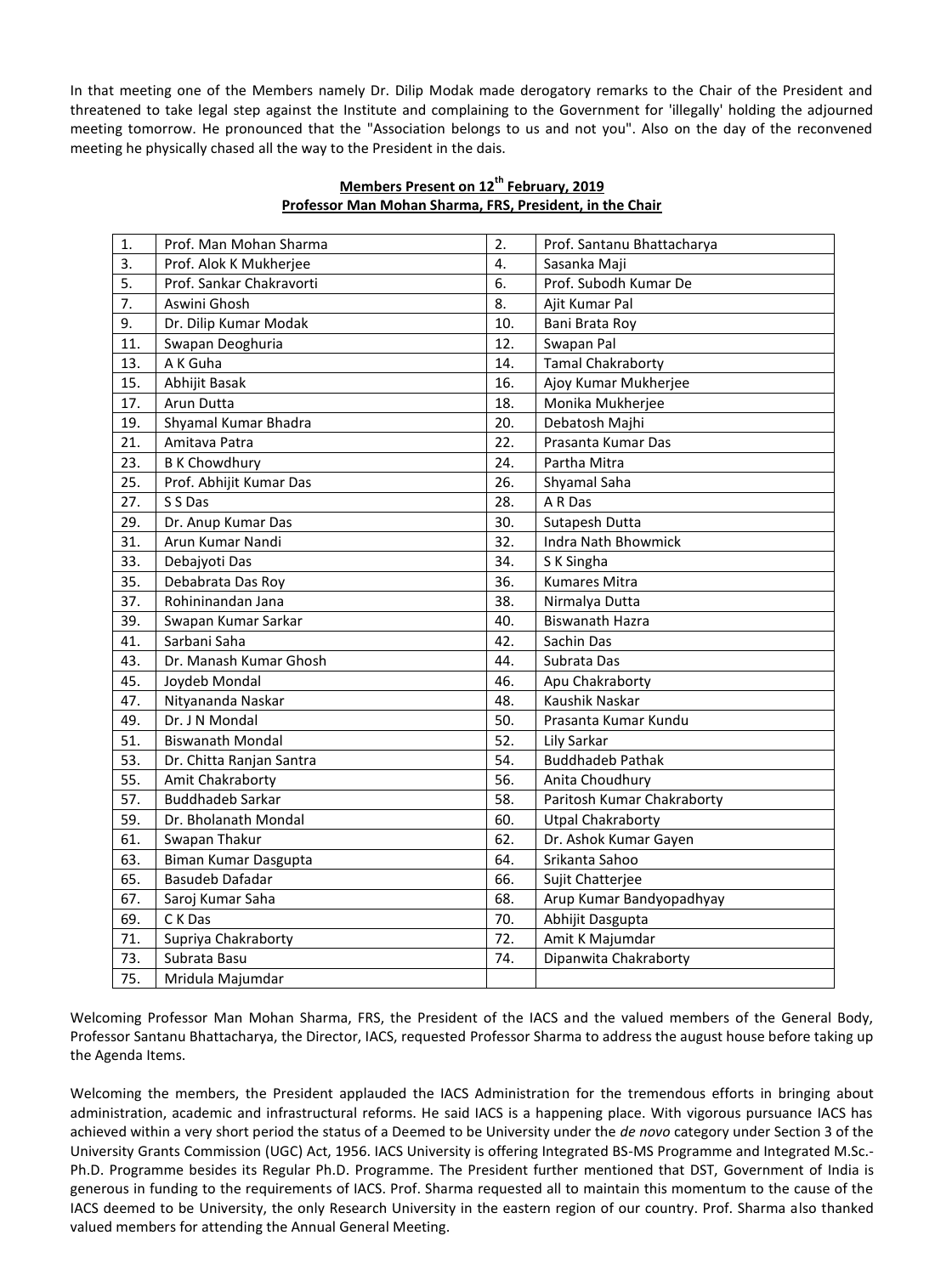In that meeting one of the Members namely Dr. Dilip Modak made derogatory remarks to the Chair of the President and threatened to take legal step against the Institute and complaining to the Government for 'illegally' holding the adjourned meeting tomorrow. He pronounced that the "Association belongs to us and not you". Also on the day of the reconvened meeting he physically chased all the way to the President in the dais.

**Members Present on 12th February, 2019**
**Professor Man Mohan Sharma, FRS, President, in the Chair**

| | | | |
|---|---|---|---|
| 1. | Prof. Man Mohan Sharma | 2. | Prof. Santanu Bhattacharya |
| 3. | Prof. Alok K Mukherjee | 4. | Sasanka Maji |
| 5. | Prof. Sankar Chakravorti | 6. | Prof. Subodh Kumar De |
| 7. | Aswini Ghosh | 8. | Ajit Kumar Pal |
| 9. | Dr. Dilip Kumar Modak | 10. | Bani Brata Roy |
| 11. | Swapan Deoghuria | 12. | Swapan Pal |
| 13. | A K Guha | 14. | Tamal Chakraborty |
| 15. | Abhijit Basak | 16. | Ajoy Kumar Mukherjee |
| 17. | Arun Dutta | 18. | Monika Mukherjee |
| 19. | Shyamal Kumar Bhadra | 20. | Debatosh Majhi |
| 21. | Amitava Patra | 22. | Prasanta Kumar Das |
| 23. | B K Chowdhury | 24. | Partha Mitra |
| 25. | Prof. Abhijit Kumar Das | 26. | Shyamal Saha |
| 27. | S S Das | 28. | A R Das |
| 29. | Dr. Anup Kumar Das | 30. | Sutapesh Dutta |
| 31. | Arun Kumar Nandi | 32. | Indra Nath Bhowmick |
| 33. | Debajyoti Das | 34. | S K Singha |
| 35. | Debabrata Das Roy | 36. | Kumares Mitra |
| 37. | Rohininandan Jana | 38. | Nirmalya Dutta |
| 39. | Swapan Kumar Sarkar | 40. | Biswanath Hazra |
| 41. | Sarbani Saha | 42. | Sachin Das |
| 43. | Dr. Manash Kumar Ghosh | 44. | Subrata Das |
| 45. | Joydeb Mondal | 46. | Apu Chakraborty |
| 47. | Nityananda Naskar | 48. | Kaushik Naskar |
| 49. | Dr. J N Mondal | 50. | Prasanta Kumar Kundu |
| 51. | Biswanath Mondal | 52. | Lily Sarkar |
| 53. | Dr. Chitta Ranjan Santra | 54. | Buddhadeb Pathak |
| 55. | Amit Chakraborty | 56. | Anita Choudhury |
| 57. | Buddhadeb Sarkar | 58. | Paritosh Kumar Chakraborty |
| 59. | Dr. Bholanath Mondal | 60. | Utpal Chakraborty |
| 61. | Swapan Thakur | 62. | Dr. Ashok Kumar Gayen |
| 63. | Biman Kumar Dasgupta | 64. | Srikanta Sahoo |
| 65. | Basudeb Dafadar | 66. | Sujit Chatterjee |
| 67. | Saroj Kumar Saha | 68. | Arup Kumar Bandyopadhyay |
| 69. | C K Das | 70. | Abhijit Dasgupta |
| 71. | Supriya Chakraborty | 72. | Amit K Majumdar |
| 73. | Subrata Basu | 74. | Dipanwita Chakraborty |
| 75. | Mridula Majumdar | | |

Welcoming Professor Man Mohan Sharma, FRS, the President of the IACS and the valued members of the General Body, Professor Santanu Bhattacharya, the Director, IACS, requested Professor Sharma to address the august house before taking up the Agenda Items.

Welcoming the members, the President applauded the IACS Administration for the tremendous efforts in bringing about administration, academic and infrastructural reforms. He said IACS is a happening place. With vigorous pursuance IACS has achieved within a very short period the status of a Deemed to be University under the *de novo* category under Section 3 of the University Grants Commission (UGC) Act, 1956. IACS University is offering Integrated BS-MS Programme and Integrated M.Sc.-Ph.D. Programme besides its Regular Ph.D. Programme. The President further mentioned that DST, Government of India is generous in funding to the requirements of IACS. Prof. Sharma requested all to maintain this momentum to the cause of the IACS deemed to be University, the only Research University in the eastern region of our country. Prof. Sharma also thanked valued members for attending the Annual General Meeting.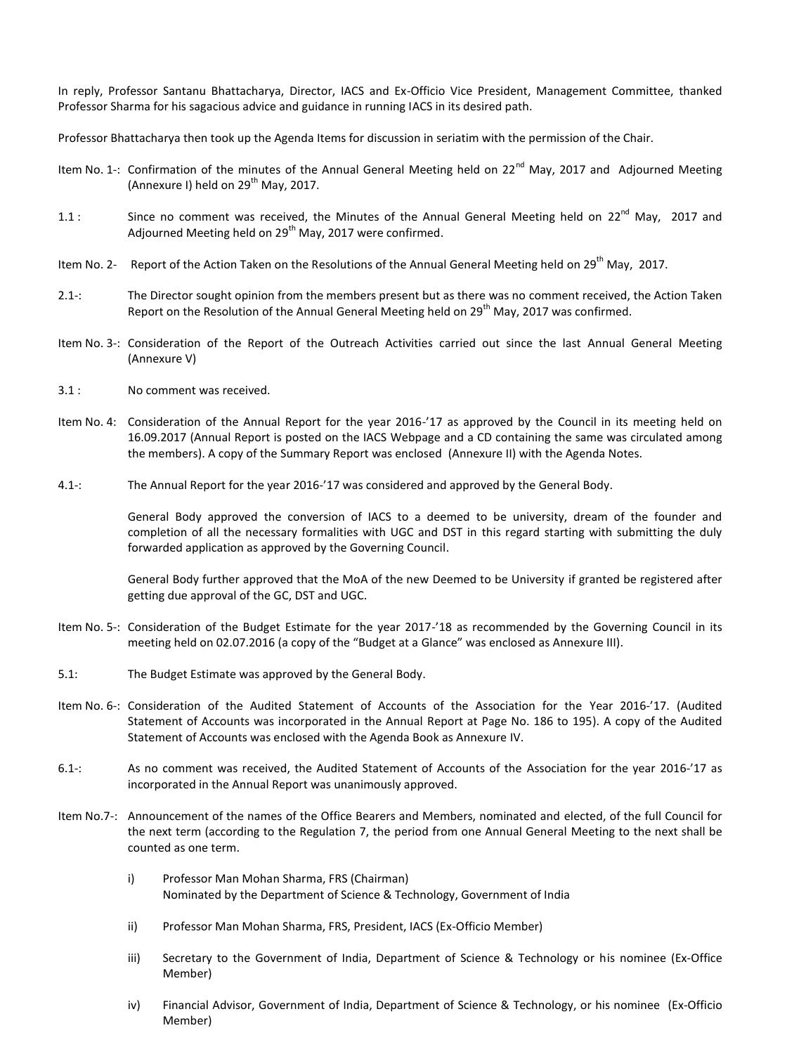In reply, Professor Santanu Bhattacharya, Director, IACS and Ex-Officio Vice President, Management Committee, thanked Professor Sharma for his sagacious advice and guidance in running IACS in its desired path.

Professor Bhattacharya then took up the Agenda Items for discussion in seriatim with the permission of the Chair.

Item No. 1-: Confirmation of the minutes of the Annual General Meeting held on 22nd May, 2017 and Adjourned Meeting (Annexure I) held on 29th May, 2017.

1.1 : Since no comment was received, the Minutes of the Annual General Meeting held on 22nd May, 2017 and Adjourned Meeting held on 29th May, 2017 were confirmed.

Item No. 2- Report of the Action Taken on the Resolutions of the Annual General Meeting held on 29th May, 2017.

2.1-: The Director sought opinion from the members present but as there was no comment received, the Action Taken Report on the Resolution of the Annual General Meeting held on 29th May, 2017 was confirmed.

Item No. 3-: Consideration of the Report of the Outreach Activities carried out since the last Annual General Meeting (Annexure V)

3.1 : No comment was received.

Item No. 4: Consideration of the Annual Report for the year 2016-'17 as approved by the Council in its meeting held on 16.09.2017 (Annual Report is posted on the IACS Webpage and a CD containing the same was circulated among the members). A copy of the Summary Report was enclosed (Annexure II) with the Agenda Notes.

4.1-: The Annual Report for the year 2016-'17 was considered and approved by the General Body.

General Body approved the conversion of IACS to a deemed to be university, dream of the founder and completion of all the necessary formalities with UGC and DST in this regard starting with submitting the duly forwarded application as approved by the Governing Council.

General Body further approved that the MoA of the new Deemed to be University if granted be registered after getting due approval of the GC, DST and UGC.

Item No. 5-: Consideration of the Budget Estimate for the year 2017-'18 as recommended by the Governing Council in its meeting held on 02.07.2016 (a copy of the "Budget at a Glance" was enclosed as Annexure III).

5.1: The Budget Estimate was approved by the General Body.

Item No. 6-: Consideration of the Audited Statement of Accounts of the Association for the Year 2016-'17. (Audited Statement of Accounts was incorporated in the Annual Report at Page No. 186 to 195). A copy of the Audited Statement of Accounts was enclosed with the Agenda Book as Annexure IV.

6.1-: As no comment was received, the Audited Statement of Accounts of the Association for the year 2016-'17 as incorporated in the Annual Report was unanimously approved.

Item No.7-: Announcement of the names of the Office Bearers and Members, nominated and elected, of the full Council for the next term (according to the Regulation 7, the period from one Annual General Meeting to the next shall be counted as one term.

i) Professor Man Mohan Sharma, FRS (Chairman)
Nominated by the Department of Science & Technology, Government of India

ii) Professor Man Mohan Sharma, FRS, President, IACS (Ex-Officio Member)

iii) Secretary to the Government of India, Department of Science & Technology or his nominee (Ex-Office Member)

iv) Financial Advisor, Government of India, Department of Science & Technology, or his nominee (Ex-Officio Member)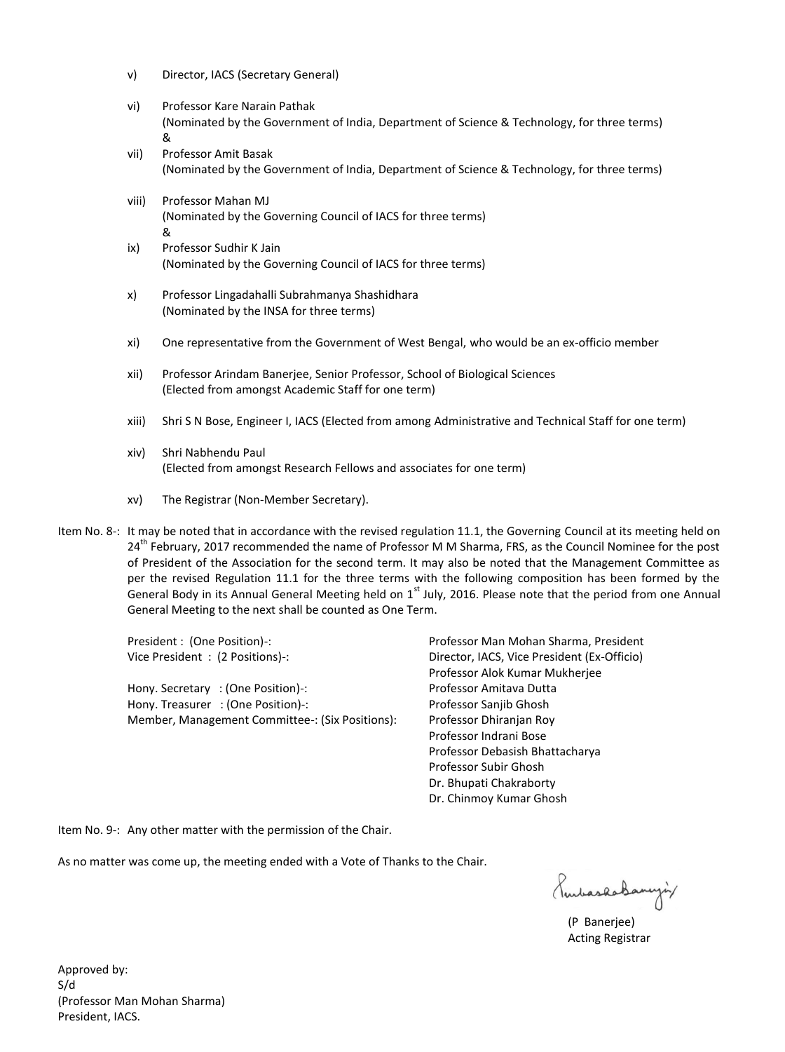v) Director, IACS (Secretary General)

vi) Professor Kare Narain Pathak
(Nominated by the Government of India, Department of Science & Technology, for three terms)
&

vii) Professor Amit Basak
(Nominated by the Government of India, Department of Science & Technology, for three terms)

viii) Professor Mahan MJ
(Nominated by the Governing Council of IACS for three terms)
&

ix) Professor Sudhir K Jain
(Nominated by the Governing Council of IACS for three terms)

x) Professor Lingadahalli Subrahmanya Shashidhara
(Nominated by the INSA for three terms)

xi) One representative from the Government of West Bengal, who would be an ex-officio member

xii) Professor Arindam Banerjee, Senior Professor, School of Biological Sciences
(Elected from amongst Academic Staff for one term)

xiii) Shri S N Bose, Engineer I, IACS (Elected from among Administrative and Technical Staff for one term)

xiv) Shri Nabhendu Paul
(Elected from amongst Research Fellows and associates for one term)

xv) The Registrar (Non-Member Secretary).

Item No. 8-: It may be noted that in accordance with the revised regulation 11.1, the Governing Council at its meeting held on 24th February, 2017 recommended the name of Professor M M Sharma, FRS, as the Council Nominee for the post of President of the Association for the second term. It may also be noted that the Management Committee as per the revised Regulation 11.1 for the three terms with the following composition has been formed by the General Body in its Annual General Meeting held on 1st July, 2016. Please note that the period from one Annual General Meeting to the next shall be counted as One Term.

| | |
|---|---|
| President : (One Position)-: | Professor Man Mohan Sharma, President |
| Vice President : (2 Positions)-: | Director, IACS, Vice President (Ex-Officio) |
| | Professor Alok Kumar Mukherjee |
| Hony. Secretary : (One Position)-: | Professor Amitava Dutta |
| Hony. Treasurer : (One Position)-: | Professor Sanjib Ghosh |
| Member, Management Committee-: (Six Positions): | Professor Dhiranjan Roy |
| | Professor Indrani Bose |
| | Professor Debasish Bhattacharya |
| | Professor Subir Ghosh |
| | Dr. Bhupati Chakraborty |
| | Dr. Chinmoy Kumar Ghosh |

Item No. 9-: Any other matter with the permission of the Chair.

As no matter was come up, the meeting ended with a Vote of Thanks to the Chair.

(P Banerjee)
Acting Registrar

Approved by:
S/d
(Professor Man Mohan Sharma)
President, IACS.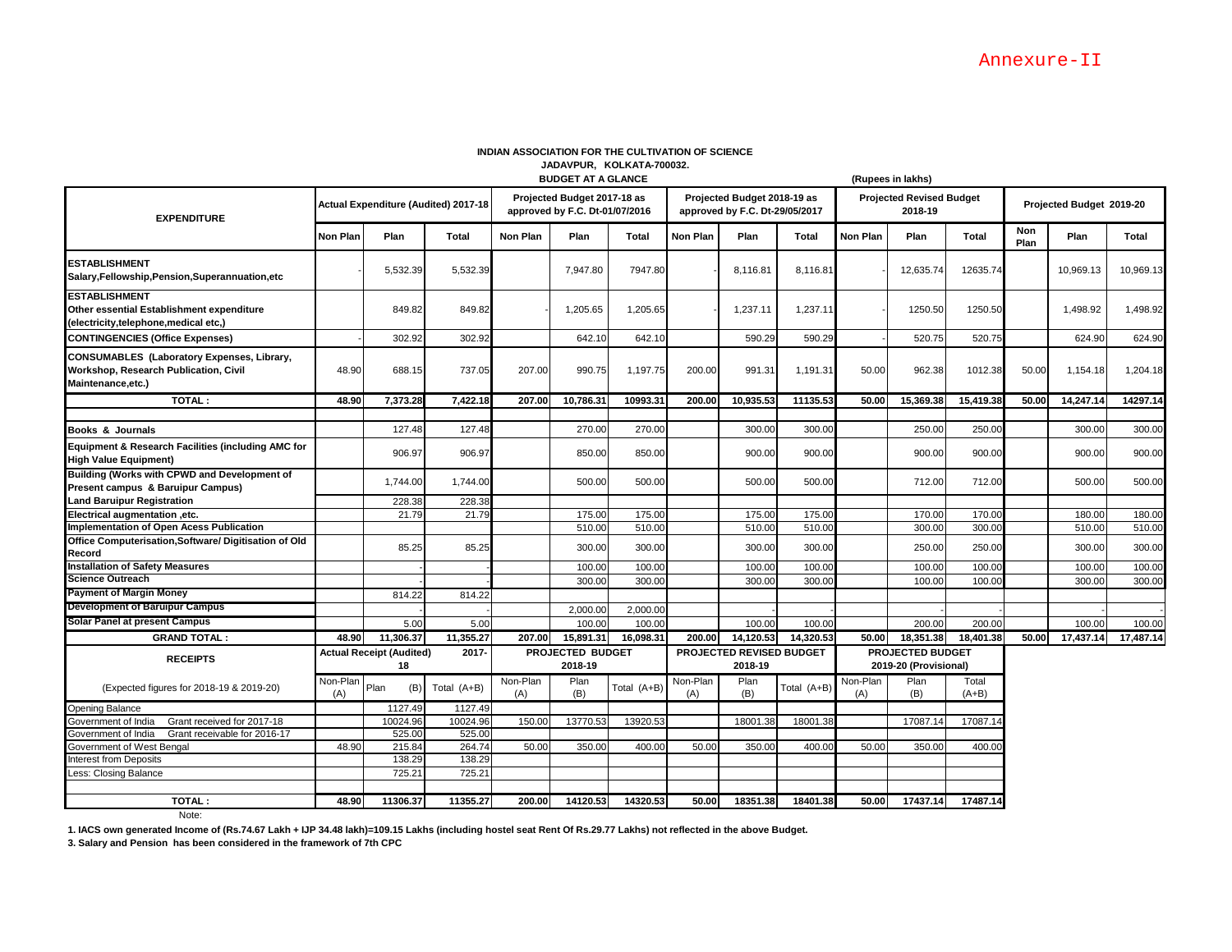Annexure-II

**INDIAN ASSOCIATION FOR THE CULTIVATION OF SCIENCE**
**JADAVPUR, KOLKATA-700032.**
**BUDGET AT A GLANCE**

(Rupees in lakhs)

| EXPENDITURE | Actual Expenditure (Audited) 2017-18 | | | Projected Budget 2017-18 as approved by F.C. Dt-01/07/2016 | | | Projected Budget 2018-19 as approved by F.C. Dt-29/05/2017 | | | Projected Revised Budget 2018-19 | | | Projected Budget 2019-20 | | |
|---|---|---|---|---|---|---|---|---|---|---|---|---|---|---|---|
| | Non Plan | Plan | Total | Non Plan | Plan | Total | Non Plan | Plan | Total | Non Plan | Plan | Total | Non Plan | Plan | Total |
| **ESTABLISHMENT** Salary,Fellowship,Pension,Superannuation,etc | - | 5,532.39 | 5,532.39 | | 7,947.80 | 7947.80 | - | 8,116.81 | 8,116.81 | - | 12,635.74 | 12635.74 | | 10,969.13 | 10,969.13 |
| **ESTABLISHMENT** Other essential Establishment expenditure (electricity,telephone,medical etc,) | | 849.82 | 849.82 | - | 1,205.65 | 1,205.65 | - | 1,237.11 | 1,237.11 | - | 1250.50 | 1250.50 | | 1,498.92 | 1,498.92 |
| **CONTINGENCIES (Office Expenses)** | - | 302.92 | 302.92 | | 642.10 | 642.10 | | 590.29 | 590.29 | - | 520.75 | 520.75 | | 624.90 | 624.90 |
| **CONSUMABLES (Laboratory Expenses, Library, Workshop, Research Publication, Civil Maintenance,etc.)** | 48.90 | 688.15 | 737.05 | 207.00 | 990.75 | 1,197.75 | 200.00 | 991.31 | 1,191.31 | 50.00 | 962.38 | 1012.38 | 50.00 | 1,154.18 | 1,204.18 |
| **TOTAL :** | **48.90** | **7,373.28** | **7,422.18** | **207.00** | **10,786.31** | **10993.31** | **200.00** | **10,935.53** | **11135.53** | **50.00** | **15,369.38** | **15,419.38** | **50.00** | **14,247.14** | **14297.14** |
| | | | | | | | | | | | | | | | |
| **Books & Journals** | | 127.48 | 127.48 | | 270.00 | 270.00 | | 300.00 | 300.00 | | 250.00 | 250.00 | | 300.00 | 300.00 |
| **Equipment & Research Facilities (including AMC for High Value Equipment)** | | 906.97 | 906.97 | | 850.00 | 850.00 | | 900.00 | 900.00 | | 900.00 | 900.00 | | 900.00 | 900.00 |
| **Building (Works with CPWD and Development of Present campus & Baruipur Campus)** | | 1,744.00 | 1,744.00 | | 500.00 | 500.00 | | 500.00 | 500.00 | | 712.00 | 712.00 | | 500.00 | 500.00 |
| **Land Baruipur Registration** | | 228.38 | 228.38 | | | | | | | | | | | | |
| **Electrical augmentation ,etc.** | | 21.79 | 21.79 | | 175.00 | 175.00 | | 175.00 | 175.00 | | 170.00 | 170.00 | | 180.00 | 180.00 |
| **Implementation of Open Acess Publication** | | | | | 510.00 | 510.00 | | 510.00 | 510.00 | | 300.00 | 300.00 | | 510.00 | 510.00 |
| **Office Computerisation,Software/ Digitisation of Old Record** | | 85.25 | 85.25 | | 300.00 | 300.00 | | 300.00 | 300.00 | | 250.00 | 250.00 | | 300.00 | 300.00 |
| **Installation of Safety Measures** | | - | - | | 100.00 | 100.00 | | 100.00 | 100.00 | | 100.00 | 100.00 | | 100.00 | 100.00 |
| **Science Outreach** | | - | - | | 300.00 | 300.00 | | 300.00 | 300.00 | | 100.00 | 100.00 | | 300.00 | 300.00 |
| **Payment of Margin Money** | | 814.22 | 814.22 | | | | | | | | | | | | |
| **Development of Baruipur Campus** | | - | - | | 2,000.00 | 2,000.00 | | - | - | | - | - | | - | - |
| **Solar Panel at present Campus** | | 5.00 | 5.00 | | 100.00 | 100.00 | | 100.00 | 100.00 | | 200.00 | 200.00 | | 100.00 | 100.00 |
| **GRAND TOTAL :** | **48.90** | **11,306.37** | **11,355.27** | **207.00** | **15,891.31** | **16,098.31** | **200.00** | **14,120.53** | **14,320.53** | **50.00** | **18,351.38** | **18,401.38** | **50.00** | **17,437.14** | **17,487.14** |

| RECEIPTS | Actual Receipt (Audited) 2017-18 | | | PROJECTED BUDGET 2018-19 | | | PROJECTED REVISED BUDGET 2018-19 | | | PROJECTED BUDGET 2019-20 (Provisional) | | |
|---|---|---|---|---|---|---|---|---|---|---|---|---|
| (Expected figures for 2018-19 & 2019-20) | Non-Plan (A) | Plan (B) | Total (A+B) | Non-Plan (A) | Plan (B) | Total (A+B) | Non-Plan (A) | Plan (B) | Total (A+B) | Non-Plan (A) | Plan (B) | Total (A+B) |
| Opening Balance | | 1127.49 | 1127.49 | | | | | | | | | |
| Government of India Grant received for 2017-18 | | 10024.96 | 10024.96 | 150.00 | 13770.53 | 13920.53 | | 18001.38 | 18001.38 | | 17087.14 | 17087.14 |
| Government of India Grant receivable for 2016-17 | | 525.00 | 525.00 | | | | | | | | | |
| Government of West Bengal | 48.90 | 215.84 | 264.74 | 50.00 | 350.00 | 400.00 | 50.00 | 350.00 | 400.00 | 50.00 | 350.00 | 400.00 |
| Interest from Deposits | | 138.29 | 138.29 | | | | | | | | | |
| Less: Closing Balance | | 725.21 | 725.21 | | | | | | | | | |
| | | | | | | | | | | | | |
| **TOTAL :** | **48.90** | **11306.37** | **11355.27** | **200.00** | **14120.53** | **14320.53** | **50.00** | **18351.38** | **18401.38** | **50.00** | **17437.14** | **17487.14** |

Note:

**1. IACS own generated Income of (Rs.74.67 Lakh + IJP 34.48 lakh)=109.15 Lakhs (including hostel seat Rent Of Rs.29.77 Lakhs) not reflected in the above Budget.**

**3. Salary and Pension has been considered in the framework of 7th CPC**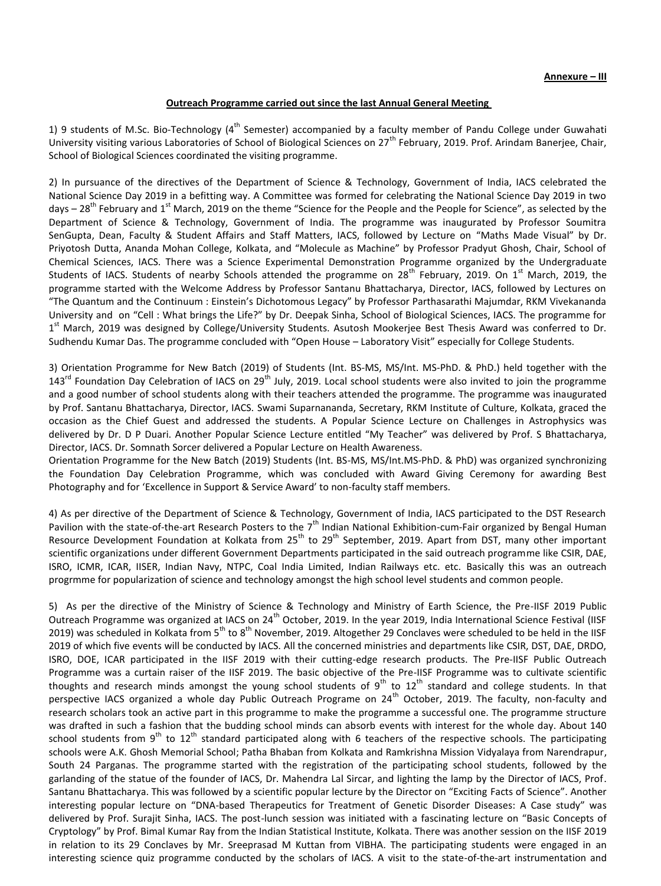**Annexure – III**

**Outreach Programme carried out since the last Annual General Meeting**

1) 9 students of M.Sc. Bio-Technology (4th Semester) accompanied by a faculty member of Pandu College under Guwahati University visiting various Laboratories of School of Biological Sciences on 27th February, 2019. Prof. Arindam Banerjee, Chair, School of Biological Sciences coordinated the visiting programme.

2) In pursuance of the directives of the Department of Science & Technology, Government of India, IACS celebrated the National Science Day 2019 in a befitting way. A Committee was formed for celebrating the National Science Day 2019 in two days – 28th February and 1st March, 2019 on the theme "Science for the People and the People for Science", as selected by the Department of Science & Technology, Government of India. The programme was inaugurated by Professor Soumitra SenGupta, Dean, Faculty & Student Affairs and Staff Matters, IACS, followed by Lecture on "Maths Made Visual" by Dr. Priyotosh Dutta, Ananda Mohan College, Kolkata, and "Molecule as Machine" by Professor Pradyut Ghosh, Chair, School of Chemical Sciences, IACS. There was a Science Experimental Demonstration Programme organized by the Undergraduate Students of IACS. Students of nearby Schools attended the programme on 28th February, 2019. On 1st March, 2019, the programme started with the Welcome Address by Professor Santanu Bhattacharya, Director, IACS, followed by Lectures on "The Quantum and the Continuum : Einstein's Dichotomous Legacy" by Professor Parthasarathi Majumdar, RKM Vivekananda University and on "Cell : What brings the Life?" by Dr. Deepak Sinha, School of Biological Sciences, IACS. The programme for 1st March, 2019 was designed by College/University Students. Asutosh Mookerjee Best Thesis Award was conferred to Dr. Sudhendu Kumar Das. The programme concluded with "Open House – Laboratory Visit" especially for College Students.

3) Orientation Programme for New Batch (2019) of Students (Int. BS-MS, MS/Int. MS-PhD. & PhD.) held together with the 143rd Foundation Day Celebration of IACS on 29th July, 2019. Local school students were also invited to join the programme and a good number of school students along with their teachers attended the programme. The programme was inaugurated by Prof. Santanu Bhattacharya, Director, IACS. Swami Suparnananda, Secretary, RKM Institute of Culture, Kolkata, graced the occasion as the Chief Guest and addressed the students. A Popular Science Lecture on Challenges in Astrophysics was delivered by Dr. D P Duari. Another Popular Science Lecture entitled "My Teacher" was delivered by Prof. S Bhattacharya, Director, IACS. Dr. Somnath Sorcer delivered a Popular Lecture on Health Awareness.
Orientation Programme for the New Batch (2019) Students (Int. BS-MS, MS/Int.MS-PhD. & PhD) was organized synchronizing the Foundation Day Celebration Programme, which was concluded with Award Giving Ceremony for awarding Best Photography and for 'Excellence in Support & Service Award' to non-faculty staff members.

4) As per directive of the Department of Science & Technology, Government of India, IACS participated to the DST Research Pavilion with the state-of-the-art Research Posters to the 7th Indian National Exhibition-cum-Fair organized by Bengal Human Resource Development Foundation at Kolkata from 25th to 29th September, 2019. Apart from DST, many other important scientific organizations under different Government Departments participated in the said outreach programme like CSIR, DAE, ISRO, ICMR, ICAR, IISER, Indian Navy, NTPC, Coal India Limited, Indian Railways etc. etc. Basically this was an outreach progrmme for popularization of science and technology amongst the high school level students and common people.

5) As per the directive of the Ministry of Science & Technology and Ministry of Earth Science, the Pre-IISF 2019 Public Outreach Programme was organized at IACS on 24th October, 2019. In the year 2019, India International Science Festival (IISF 2019) was scheduled in Kolkata from 5th to 8th November, 2019. Altogether 29 Conclaves were scheduled to be held in the IISF 2019 of which five events will be conducted by IACS. All the concerned ministries and departments like CSIR, DST, DAE, DRDO, ISRO, DOE, ICAR participated in the IISF 2019 with their cutting-edge research products. The Pre-IISF Public Outreach Programme was a curtain raiser of the IISF 2019. The basic objective of the Pre-IISF Programme was to cultivate scientific thoughts and research minds amongst the young school students of 9th to 12th standard and college students. In that perspective IACS organized a whole day Public Outreach Programe on 24th October, 2019. The faculty, non-faculty and research scholars took an active part in this programme to make the programme a successful one. The programme structure was drafted in such a fashion that the budding school minds can absorb events with interest for the whole day. About 140 school students from 9th to 12th standard participated along with 6 teachers of the respective schools. The participating schools were A.K. Ghosh Memorial School; Patha Bhaban from Kolkata and Ramkrishna Mission Vidyalaya from Narendrapur, South 24 Parganas. The programme started with the registration of the participating school students, followed by the garlanding of the statue of the founder of IACS, Dr. Mahendra Lal Sircar, and lighting the lamp by the Director of IACS, Prof. Santanu Bhattacharya. This was followed by a scientific popular lecture by the Director on "Exciting Facts of Science". Another interesting popular lecture on "DNA-based Therapeutics for Treatment of Genetic Disorder Diseases: A Case study" was delivered by Prof. Surajit Sinha, IACS. The post-lunch session was initiated with a fascinating lecture on "Basic Concepts of Cryptology" by Prof. Bimal Kumar Ray from the Indian Statistical Institute, Kolkata. There was another session on the IISF 2019 in relation to its 29 Conclaves by Mr. Sreeprasad M Kuttan from VIBHA. The participating students were engaged in an interesting science quiz programme conducted by the scholars of IACS. A visit to the state-of-the-art instrumentation and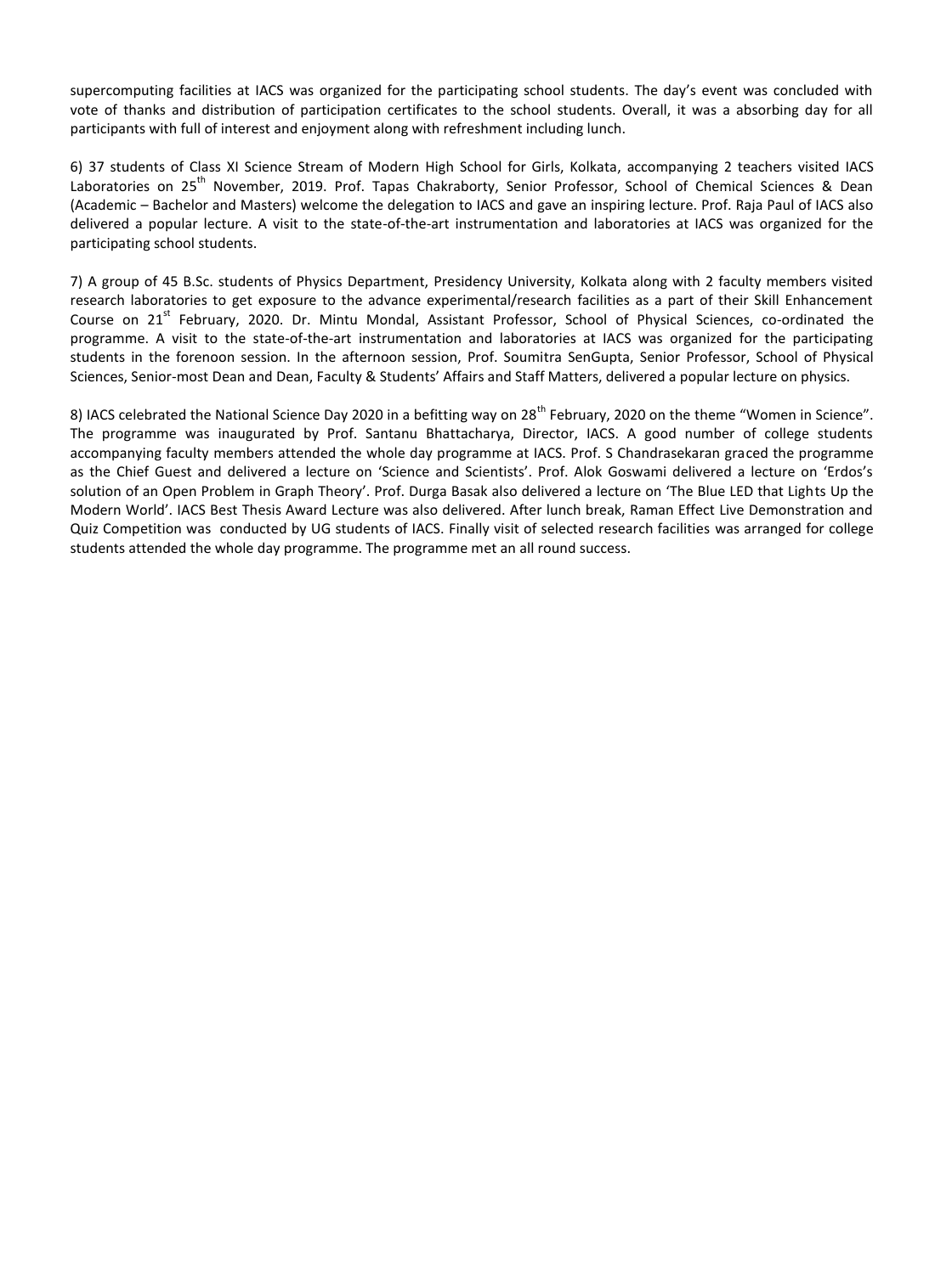supercomputing facilities at IACS was organized for the participating school students. The day's event was concluded with vote of thanks and distribution of participation certificates to the school students. Overall, it was a absorbing day for all participants with full of interest and enjoyment along with refreshment including lunch.

6) 37 students of Class XI Science Stream of Modern High School for Girls, Kolkata, accompanying 2 teachers visited IACS Laboratories on 25th November, 2019. Prof. Tapas Chakraborty, Senior Professor, School of Chemical Sciences & Dean (Academic – Bachelor and Masters) welcome the delegation to IACS and gave an inspiring lecture. Prof. Raja Paul of IACS also delivered a popular lecture. A visit to the state-of-the-art instrumentation and laboratories at IACS was organized for the participating school students.

7) A group of 45 B.Sc. students of Physics Department, Presidency University, Kolkata along with 2 faculty members visited research laboratories to get exposure to the advance experimental/research facilities as a part of their Skill Enhancement Course on 21st February, 2020. Dr. Mintu Mondal, Assistant Professor, School of Physical Sciences, co-ordinated the programme. A visit to the state-of-the-art instrumentation and laboratories at IACS was organized for the participating students in the forenoon session. In the afternoon session, Prof. Soumitra SenGupta, Senior Professor, School of Physical Sciences, Senior-most Dean and Dean, Faculty & Students' Affairs and Staff Matters, delivered a popular lecture on physics.

8) IACS celebrated the National Science Day 2020 in a befitting way on 28th February, 2020 on the theme "Women in Science". The programme was inaugurated by Prof. Santanu Bhattacharya, Director, IACS. A good number of college students accompanying faculty members attended the whole day programme at IACS. Prof. S Chandrasekaran graced the programme as the Chief Guest and delivered a lecture on 'Science and Scientists'. Prof. Alok Goswami delivered a lecture on 'Erdos's solution of an Open Problem in Graph Theory'. Prof. Durga Basak also delivered a lecture on 'The Blue LED that Lights Up the Modern World'. IACS Best Thesis Award Lecture was also delivered. After lunch break, Raman Effect Live Demonstration and Quiz Competition was conducted by UG students of IACS. Finally visit of selected research facilities was arranged for college students attended the whole day programme. The programme met an all round success.